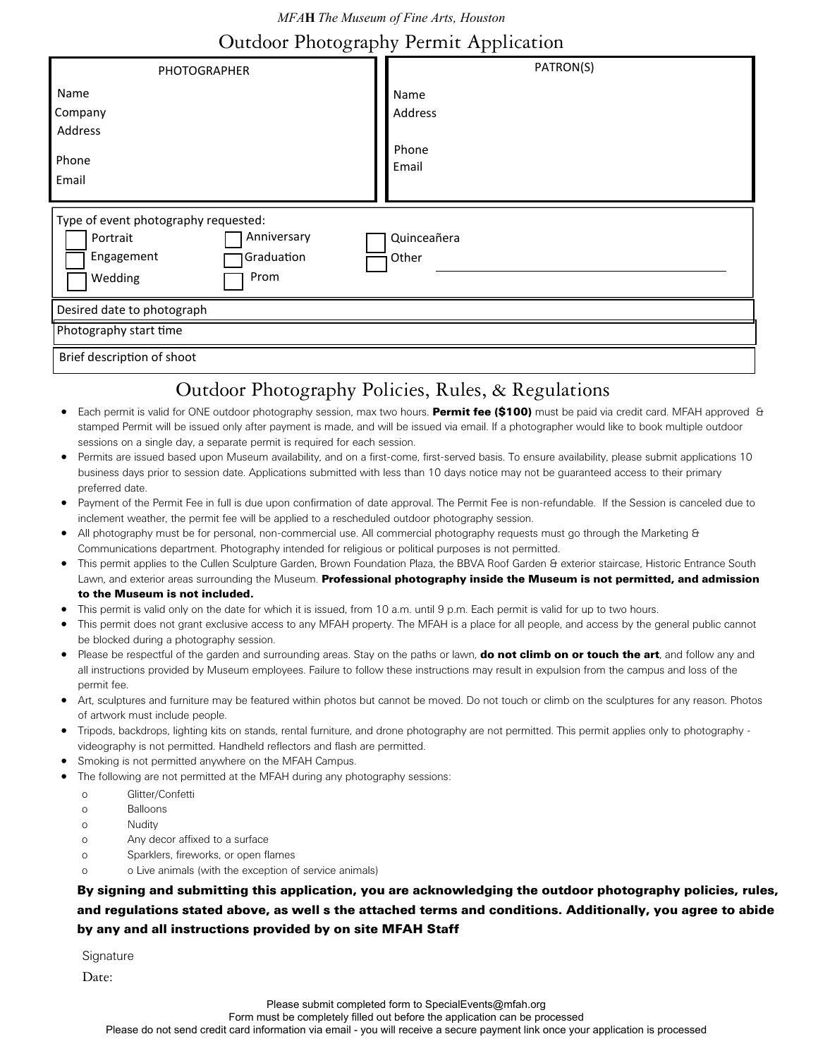*MFA***H** *The Museum of Fine Arts, Houston*

# Outdoor Photography Permit Application

| PHOTOGRAPHER | PATRON(S) |
| --- | --- |
| Name | Name |
| Company | Address |
| Address | |
| Phone | Phone |
| Email | Email |

Type of event photography requested:

- ☐ Portrait
- ☐ Engagement
- ☐ Wedding
- ☐ Anniversary
- ☐ Graduation
- ☐ Prom
- ☐ Quinceañera
- ☐ Other ______________________________

Desired date to photograph

Photography start time

Brief description of shoot

## Outdoor Photography Policies, Rules, & Regulations

- Each permit is valid for ONE outdoor photography session, max two hours. **Permit fee ($100)** must be paid via credit card. MFAH approved & stamped Permit will be issued only after payment is made, and will be issued via email. If a photographer would like to book multiple outdoor sessions on a single day, a separate permit is required for each session.
- Permits are issued based upon Museum availability, and on a first-come, first-served basis. To ensure availability, please submit applications 10 business days prior to session date. Applications submitted with less than 10 days notice may not be guaranteed access to their primary preferred date.
- Payment of the Permit Fee in full is due upon confirmation of date approval. The Permit Fee is non-refundable. If the Session is canceled due to inclement weather, the permit fee will be applied to a rescheduled outdoor photography session.
- All photography must be for personal, non-commercial use. All commercial photography requests must go through the Marketing & Communications department. Photography intended for religious or political purposes is not permitted.
- This permit applies to the Cullen Sculpture Garden, Brown Foundation Plaza, the BBVA Roof Garden & exterior staircase, Historic Entrance South Lawn, and exterior areas surrounding the Museum. **Professional photography inside the Museum is not permitted, and admission to the Museum is not included.**
- This permit is valid only on the date for which it is issued, from 10 a.m. until 9 p.m. Each permit is valid for up to two hours.
- This permit does not grant exclusive access to any MFAH property. The MFAH is a place for all people, and access by the general public cannot be blocked during a photography session.
- Please be respectful of the garden and surrounding areas. Stay on the paths or lawn, **do not climb on or touch the art**, and follow any and all instructions provided by Museum employees. Failure to follow these instructions may result in expulsion from the campus and loss of the permit fee.
- Art, sculptures and furniture may be featured within photos but cannot be moved. Do not touch or climb on the sculptures for any reason. Photos of artwork must include people.
- Tripods, backdrops, lighting kits on stands, rental furniture, and drone photography are not permitted. This permit applies only to photography - videography is not permitted. Handheld reflectors and flash are permitted.
- Smoking is not permitted anywhere on the MFAH Campus.
- The following are not permitted at the MFAH during any photography sessions:
  - Glitter/Confetti
  - Balloons
  - Nudity
  - Any decor affixed to a surface
  - Sparklers, fireworks, or open flames
  - o Live animals (with the exception of service animals)

**By signing and submitting this application, you are acknowledging the outdoor photography policies, rules, and regulations stated above, as well s the attached terms and conditions. Additionally, you agree to abide by any and all instructions provided by on site MFAH Staff**

Signature

Date:

Please submit completed form to SpecialEvents@mfah.org

Form must be completely filled out before the application can be processed

Please do not send credit card information via email - you will receive a secure payment link once your application is processed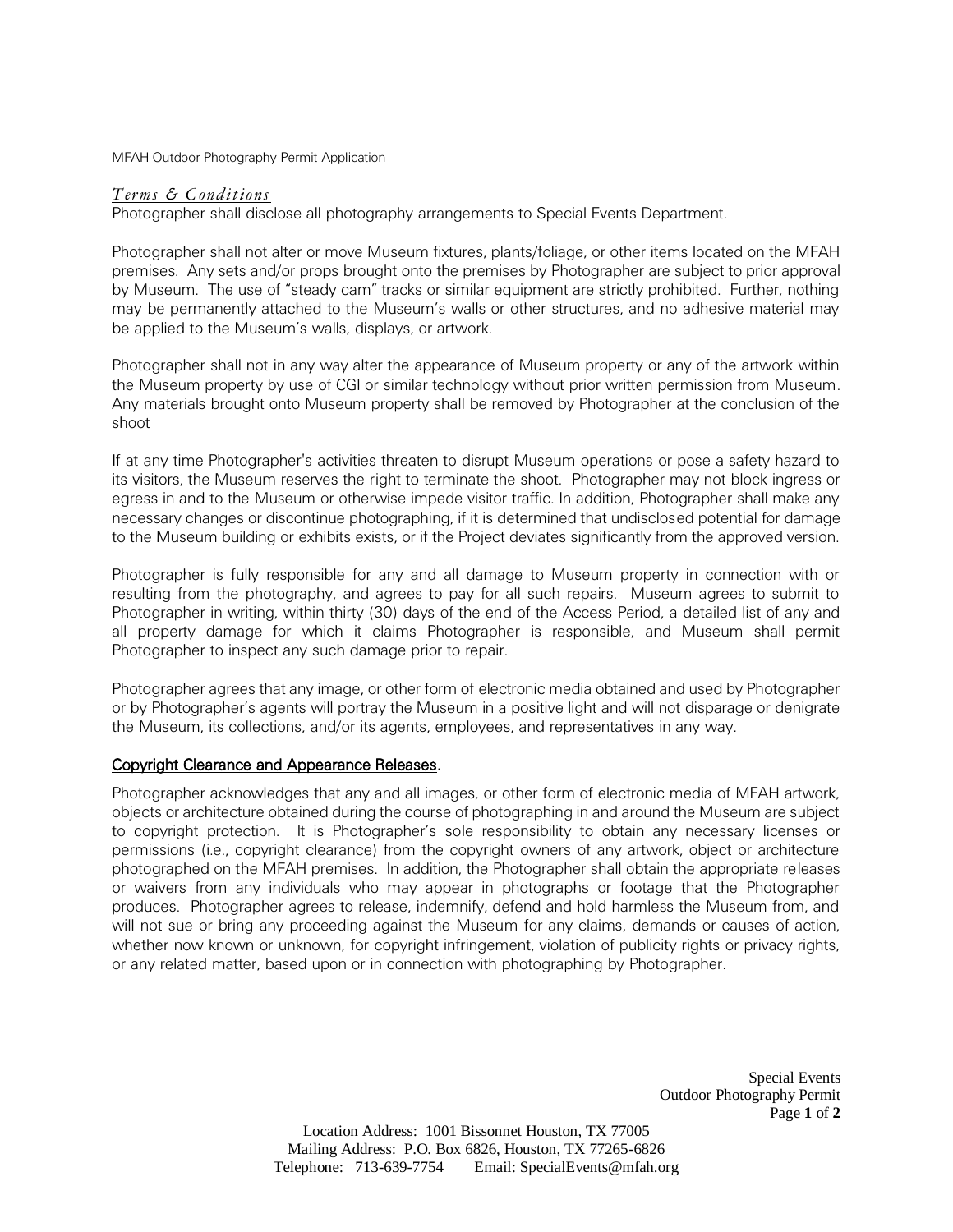MFAH Outdoor Photography Permit Application

## *Terms & Conditions*

Photographer shall disclose all photography arrangements to Special Events Department.

Photographer shall not alter or move Museum fixtures, plants/foliage, or other items located on the MFAH premises. Any sets and/or props brought onto the premises by Photographer are subject to prior approval by Museum. The use of "steady cam" tracks or similar equipment are strictly prohibited. Further, nothing may be permanently attached to the Museum's walls or other structures, and no adhesive material may be applied to the Museum's walls, displays, or artwork.

Photographer shall not in any way alter the appearance of Museum property or any of the artwork within the Museum property by use of CGI or similar technology without prior written permission from Museum. Any materials brought onto Museum property shall be removed by Photographer at the conclusion of the shoot

If at any time Photographer's activities threaten to disrupt Museum operations or pose a safety hazard to its visitors, the Museum reserves the right to terminate the shoot. Photographer may not block ingress or egress in and to the Museum or otherwise impede visitor traffic. In addition, Photographer shall make any necessary changes or discontinue photographing, if it is determined that undisclosed potential for damage to the Museum building or exhibits exists, or if the Project deviates significantly from the approved version.

Photographer is fully responsible for any and all damage to Museum property in connection with or resulting from the photography, and agrees to pay for all such repairs. Museum agrees to submit to Photographer in writing, within thirty (30) days of the end of the Access Period, a detailed list of any and all property damage for which it claims Photographer is responsible, and Museum shall permit Photographer to inspect any such damage prior to repair.

Photographer agrees that any image, or other form of electronic media obtained and used by Photographer or by Photographer's agents will portray the Museum in a positive light and will not disparage or denigrate the Museum, its collections, and/or its agents, employees, and representatives in any way.

### Copyright Clearance and Appearance Releases.

Photographer acknowledges that any and all images, or other form of electronic media of MFAH artwork, objects or architecture obtained during the course of photographing in and around the Museum are subject to copyright protection. It is Photographer's sole responsibility to obtain any necessary licenses or permissions (i.e., copyright clearance) from the copyright owners of any artwork, object or architecture photographed on the MFAH premises. In addition, the Photographer shall obtain the appropriate releases or waivers from any individuals who may appear in photographs or footage that the Photographer produces. Photographer agrees to release, indemnify, defend and hold harmless the Museum from, and will not sue or bring any proceeding against the Museum for any claims, demands or causes of action, whether now known or unknown, for copyright infringement, violation of publicity rights or privacy rights, or any related matter, based upon or in connection with photographing by Photographer.

Special Events
Outdoor Photography Permit

Location Address: 1001 Bissonnet Houston, TX 77005
Mailing Address: P.O. Box 6826, Houston, TX 77265-6826
Telephone: 713-639-7754 Email: SpecialEvents@mfah.org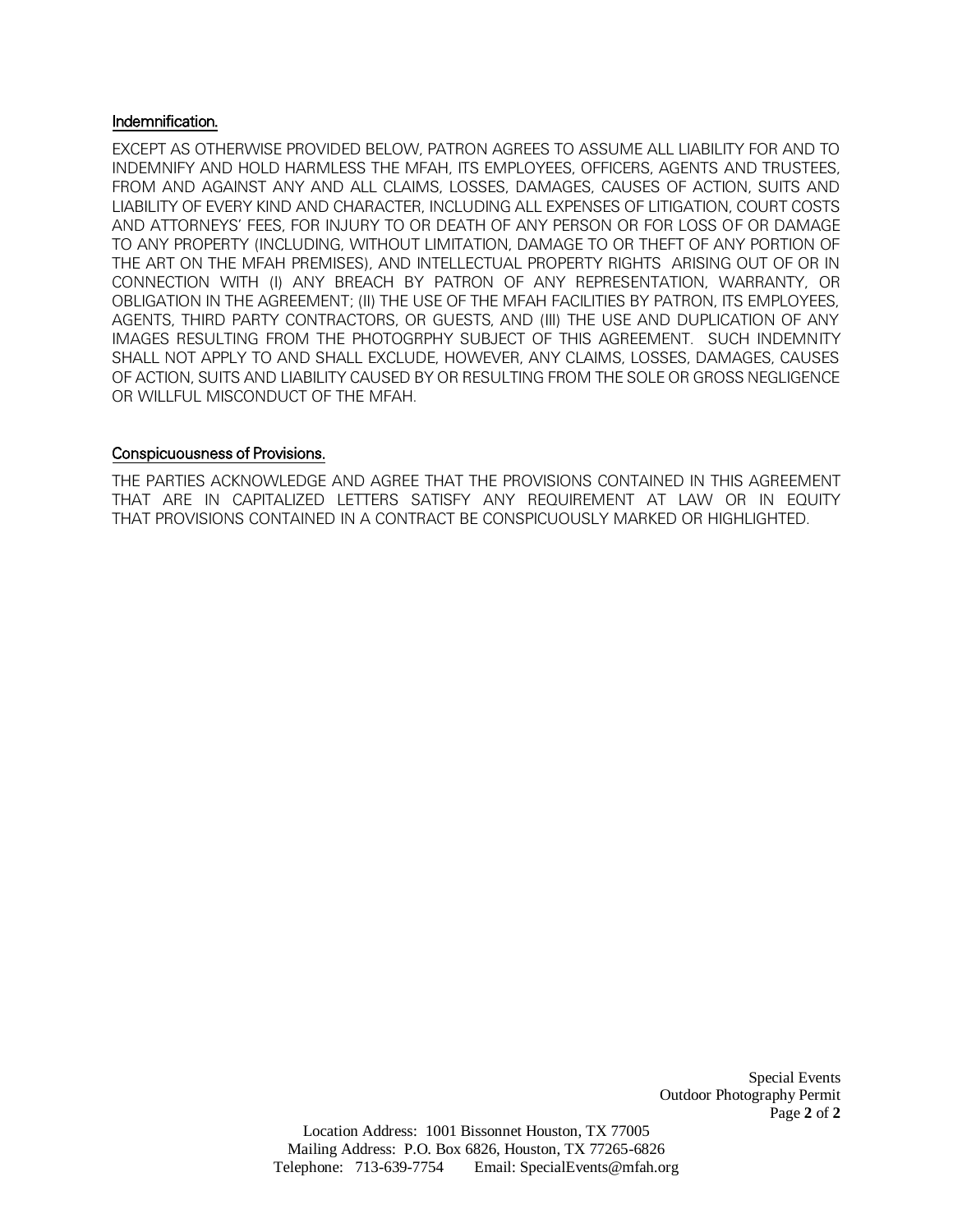## Indemnification.

EXCEPT AS OTHERWISE PROVIDED BELOW, PATRON AGREES TO ASSUME ALL LIABILITY FOR AND TO INDEMNIFY AND HOLD HARMLESS THE MFAH, ITS EMPLOYEES, OFFICERS, AGENTS AND TRUSTEES, FROM AND AGAINST ANY AND ALL CLAIMS, LOSSES, DAMAGES, CAUSES OF ACTION, SUITS AND LIABILITY OF EVERY KIND AND CHARACTER, INCLUDING ALL EXPENSES OF LITIGATION, COURT COSTS AND ATTORNEYS' FEES, FOR INJURY TO OR DEATH OF ANY PERSON OR FOR LOSS OF OR DAMAGE TO ANY PROPERTY (INCLUDING, WITHOUT LIMITATION, DAMAGE TO OR THEFT OF ANY PORTION OF THE ART ON THE MFAH PREMISES), AND INTELLECTUAL PROPERTY RIGHTS ARISING OUT OF OR IN CONNECTION WITH (I) ANY BREACH BY PATRON OF ANY REPRESENTATION, WARRANTY, OR OBLIGATION IN THE AGREEMENT; (II) THE USE OF THE MFAH FACILITIES BY PATRON, ITS EMPLOYEES, AGENTS, THIRD PARTY CONTRACTORS, OR GUESTS, AND (III) THE USE AND DUPLICATION OF ANY IMAGES RESULTING FROM THE PHOTOGRPHY SUBJECT OF THIS AGREEMENT. SUCH INDEMNITY SHALL NOT APPLY TO AND SHALL EXCLUDE, HOWEVER, ANY CLAIMS, LOSSES, DAMAGES, CAUSES OF ACTION, SUITS AND LIABILITY CAUSED BY OR RESULTING FROM THE SOLE OR GROSS NEGLIGENCE OR WILLFUL MISCONDUCT OF THE MFAH.

## Conspicuousness of Provisions.

THE PARTIES ACKNOWLEDGE AND AGREE THAT THE PROVISIONS CONTAINED IN THIS AGREEMENT THAT ARE IN CAPITALIZED LETTERS SATISFY ANY REQUIREMENT AT LAW OR IN EQUITY THAT PROVISIONS CONTAINED IN A CONTRACT BE CONSPICUOUSLY MARKED OR HIGHLIGHTED.

Location Address: 1001 Bissonnet Houston, TX 77005
Mailing Address: P.O. Box 6826, Houston, TX 77265-6826
Telephone: 713-639-7754 Email: SpecialEvents@mfah.org